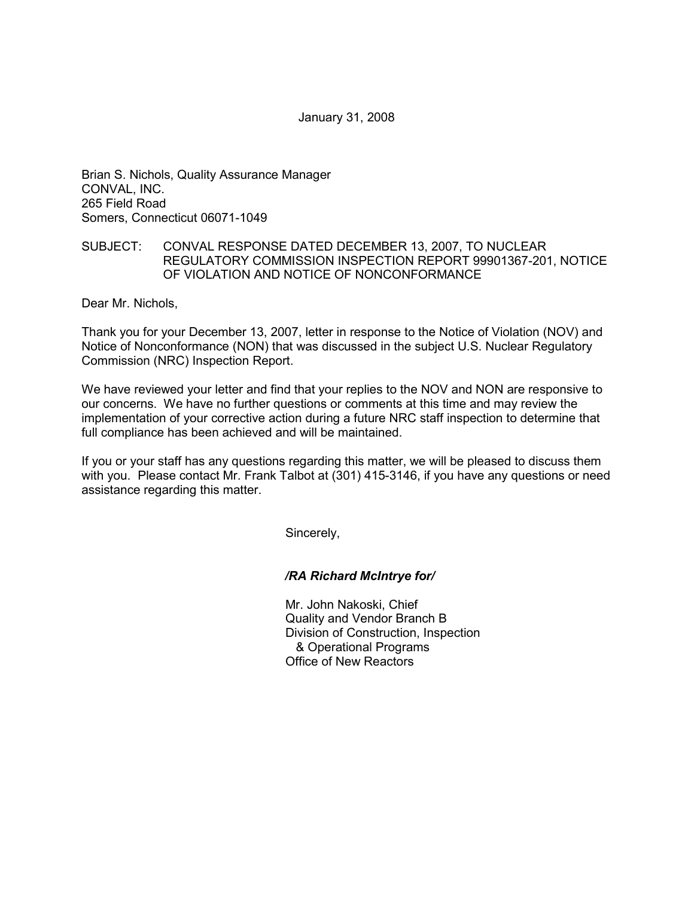January 31, 2008

Brian S. Nichols, Quality Assurance Manager
CONVAL, INC.
265 Field Road
Somers, Connecticut 06071-1049

SUBJECT: CONVAL RESPONSE DATED DECEMBER 13, 2007, TO NUCLEAR REGULATORY COMMISSION INSPECTION REPORT 99901367-201, NOTICE OF VIOLATION AND NOTICE OF NONCONFORMANCE

Dear Mr. Nichols,

Thank you for your December 13, 2007, letter in response to the Notice of Violation (NOV) and Notice of Nonconformance (NON) that was discussed in the subject U.S. Nuclear Regulatory Commission (NRC) Inspection Report.

We have reviewed your letter and find that your replies to the NOV and NON are responsive to our concerns. We have no further questions or comments at this time and may review the implementation of your corrective action during a future NRC staff inspection to determine that full compliance has been achieved and will be maintained.

If you or your staff has any questions regarding this matter, we will be pleased to discuss them with you. Please contact Mr. Frank Talbot at (301) 415-3146, if you have any questions or need assistance regarding this matter.

Sincerely,

***/RA Richard McIntrye for/***

Mr. John Nakoski, Chief
Quality and Vendor Branch B
Division of Construction, Inspection
& Operational Programs
Office of New Reactors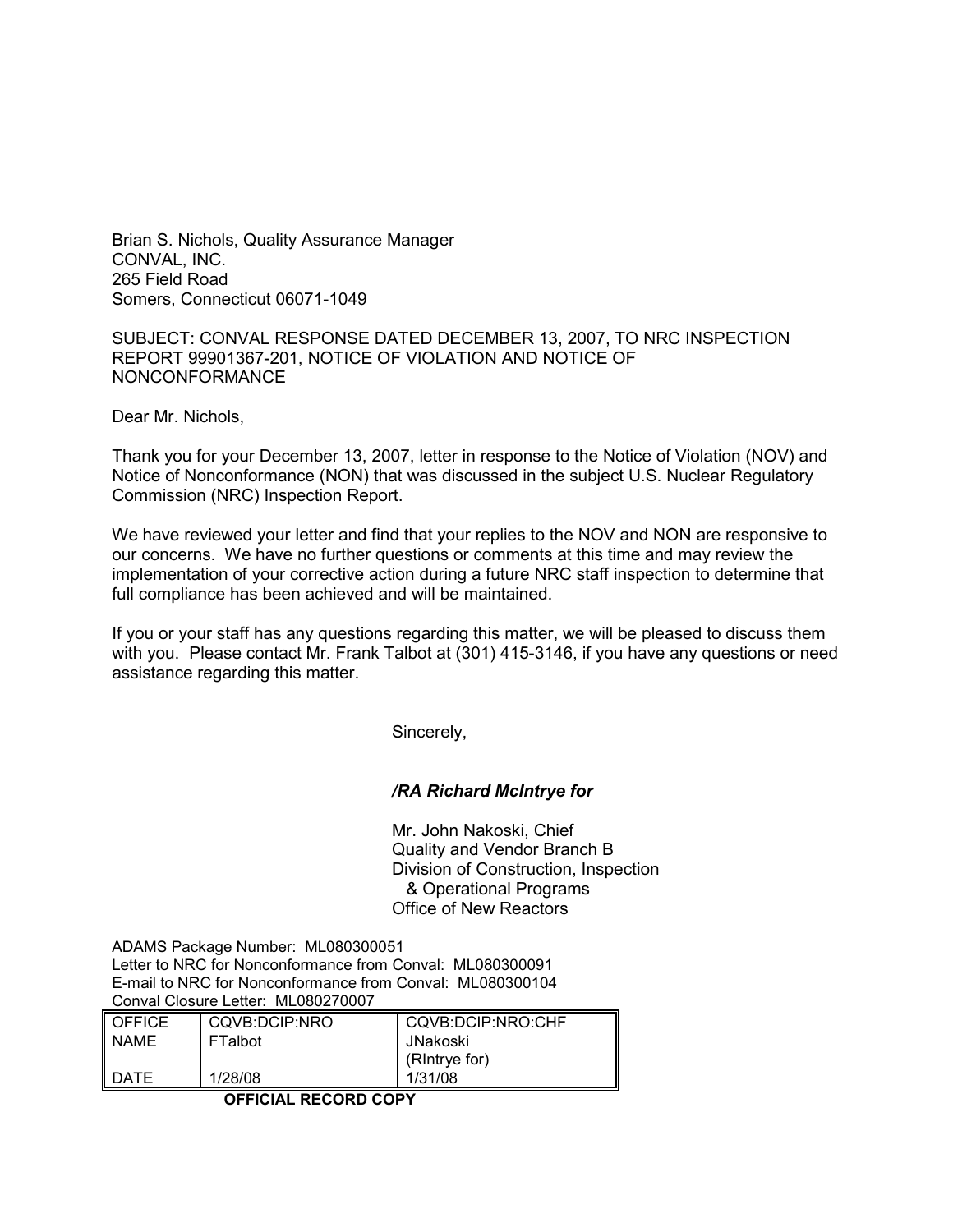Brian S. Nichols, Quality Assurance Manager
CONVAL, INC.
265 Field Road
Somers, Connecticut 06071-1049

SUBJECT: CONVAL RESPONSE DATED DECEMBER 13, 2007, TO NRC INSPECTION REPORT 99901367-201, NOTICE OF VIOLATION AND NOTICE OF NONCONFORMANCE

Dear Mr. Nichols,

Thank you for your December 13, 2007, letter in response to the Notice of Violation (NOV) and Notice of Nonconformance (NON) that was discussed in the subject U.S. Nuclear Regulatory Commission (NRC) Inspection Report.

We have reviewed your letter and find that your replies to the NOV and NON are responsive to our concerns. We have no further questions or comments at this time and may review the implementation of your corrective action during a future NRC staff inspection to determine that full compliance has been achieved and will be maintained.

If you or your staff has any questions regarding this matter, we will be pleased to discuss them with you. Please contact Mr. Frank Talbot at (301) 415-3146, if you have any questions or need assistance regarding this matter.

Sincerely,

***/RA Richard McIntrye for***

Mr. John Nakoski, Chief
Quality and Vendor Branch B
Division of Construction, Inspection
& Operational Programs
Office of New Reactors

ADAMS Package Number: ML080300051
Letter to NRC for Nonconformance from Conval: ML080300091
E-mail to NRC for Nonconformance from Conval: ML080300104
Conval Closure Letter: ML080270007

| OFFICE | CQVB:DCIP:NRO | CQVB:DCIP:NRO:CHF |
|---|---|---|
| NAME | FTalbot | JNakoski (RIntrye for) |
| DATE | 1/28/08 | 1/31/08 |

**OFFICIAL RECORD COPY**